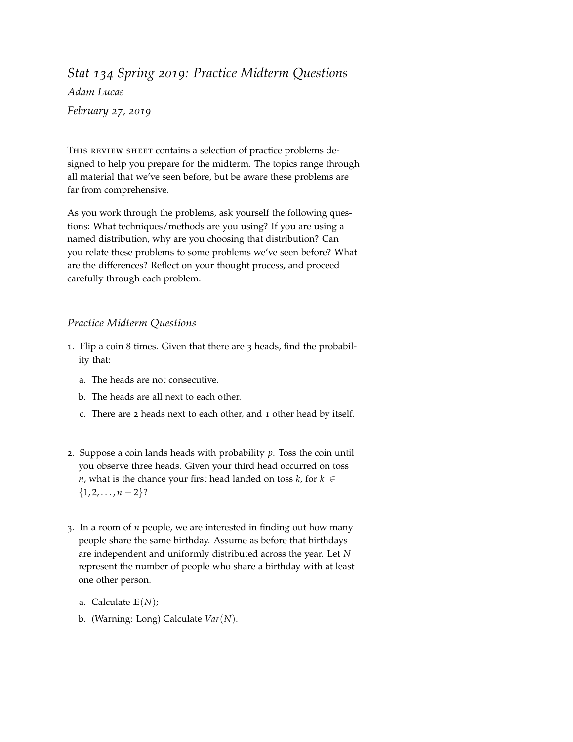# *Stat 134 Spring 2019: Practice Midterm Questions*

*Adam Lucas*

*February 27, 2019*

This review sheet contains a selection of practice problems designed to help you prepare for the midterm. The topics range through all material that we've seen before, but be aware these problems are far from comprehensive.

As you work through the problems, ask yourself the following questions: What techniques/methods are you using? If you are using a named distribution, why are you choosing that distribution? Can you relate these problems to some problems we've seen before? What are the differences? Reflect on your thought process, and proceed carefully through each problem.

## *Practice Midterm Questions*

1. Flip a coin 8 times. Given that there are 3 heads, find the probability that:

    a. The heads are not consecutive.

    b. The heads are all next to each other.

    c. There are 2 heads next to each other, and 1 other head by itself.

2. Suppose a coin lands heads with probability $p$. Toss the coin until you observe three heads. Given your third head occurred on toss $n$, what is the chance your first head landed on toss $k$, for $k \in \{1, 2, \ldots, n-2\}$?

3. In a room of $n$ people, we are interested in finding out how many people share the same birthday. Assume as before that birthdays are independent and uniformly distributed across the year. Let $N$ represent the number of people who share a birthday with at least one other person.

    a. Calculate $\mathbb{E}(N)$;

    b. (Warning: Long) Calculate $Var(N)$.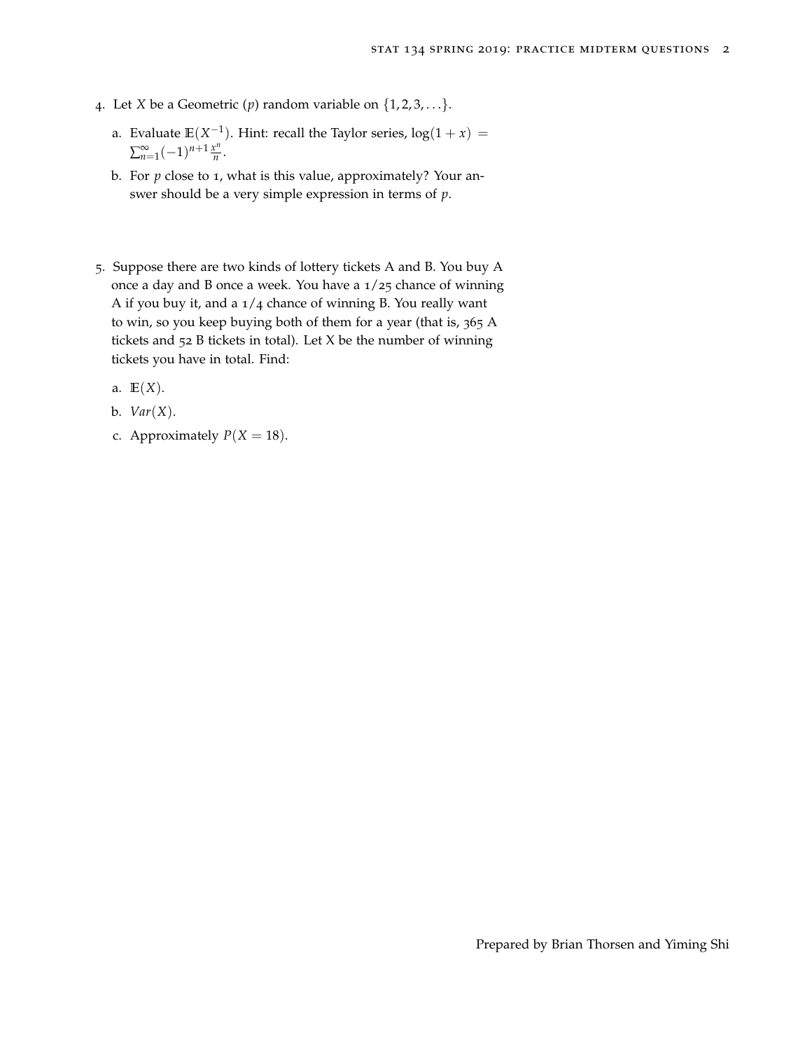4. Let $X$ be a Geometric ($p$) random variable on $\{1, 2, 3, \ldots\}$.

   a. Evaluate $\mathbb{E}(X^{-1})$. Hint: recall the Taylor series, $\log(1 + x) = \sum_{n=1}^{\infty}(-1)^{n+1}\frac{x^n}{n}$.

   b. For $p$ close to 1, what is this value, approximately? Your answer should be a very simple expression in terms of $p$.

5. Suppose there are two kinds of lottery tickets A and B. You buy A once a day and B once a week. You have a 1/25 chance of winning A if you buy it, and a 1/4 chance of winning B. You really want to win, so you keep buying both of them for a year (that is, 365 A tickets and 52 B tickets in total). Let X be the number of winning tickets you have in total. Find:

   a. $\mathbb{E}(X)$.

   b. $Var(X)$.

   c. Approximately $P(X = 18)$.

Prepared by Brian Thorsen and Yiming Shi